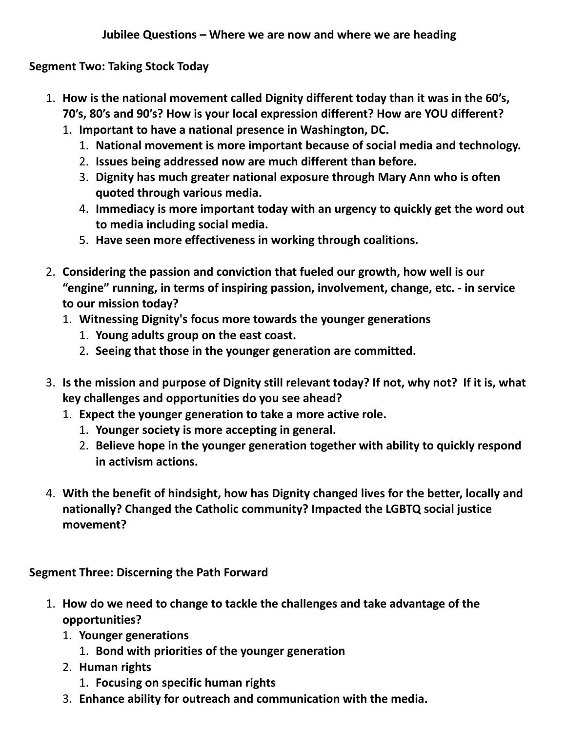**Jubilee Questions – Where we are now and where we are heading**

**Segment Two: Taking Stock Today**

1. **How is the national movement called Dignity different today than it was in the 60's, 70's, 80's and 90's? How is your local expression different? How are YOU different?**
   1. **Important to have a national presence in Washington, DC.**
      1. **National movement is more important because of social media and technology.**
      2. **Issues being addressed now are much different than before.**
      3. **Dignity has much greater national exposure through Mary Ann who is often quoted through various media.**
      4. **Immediacy is more important today with an urgency to quickly get the word out to media including social media.**
      5. **Have seen more effectiveness in working through coalitions.**

2. **Considering the passion and conviction that fueled our growth, how well is our "engine" running, in terms of inspiring passion, involvement, change, etc. - in service to our mission today?**
   1. **Witnessing Dignity's focus more towards the younger generations**
      1. **Young adults group on the east coast.**
      2. **Seeing that those in the younger generation are committed.**

3. **Is the mission and purpose of Dignity still relevant today? If not, why not? If it is, what key challenges and opportunities do you see ahead?**
   1. **Expect the younger generation to take a more active role.**
      1. **Younger society is more accepting in general.**
      2. **Believe hope in the younger generation together with ability to quickly respond in activism actions.**

4. **With the benefit of hindsight, how has Dignity changed lives for the better, locally and nationally? Changed the Catholic community? Impacted the LGBTQ social justice movement?**

**Segment Three: Discerning the Path Forward**

1. **How do we need to change to tackle the challenges and take advantage of the opportunities?**
   1. **Younger generations**
      1. **Bond with priorities of the younger generation**
   2. **Human rights**
      1. **Focusing on specific human rights**
   3. **Enhance ability for outreach and communication with the media.**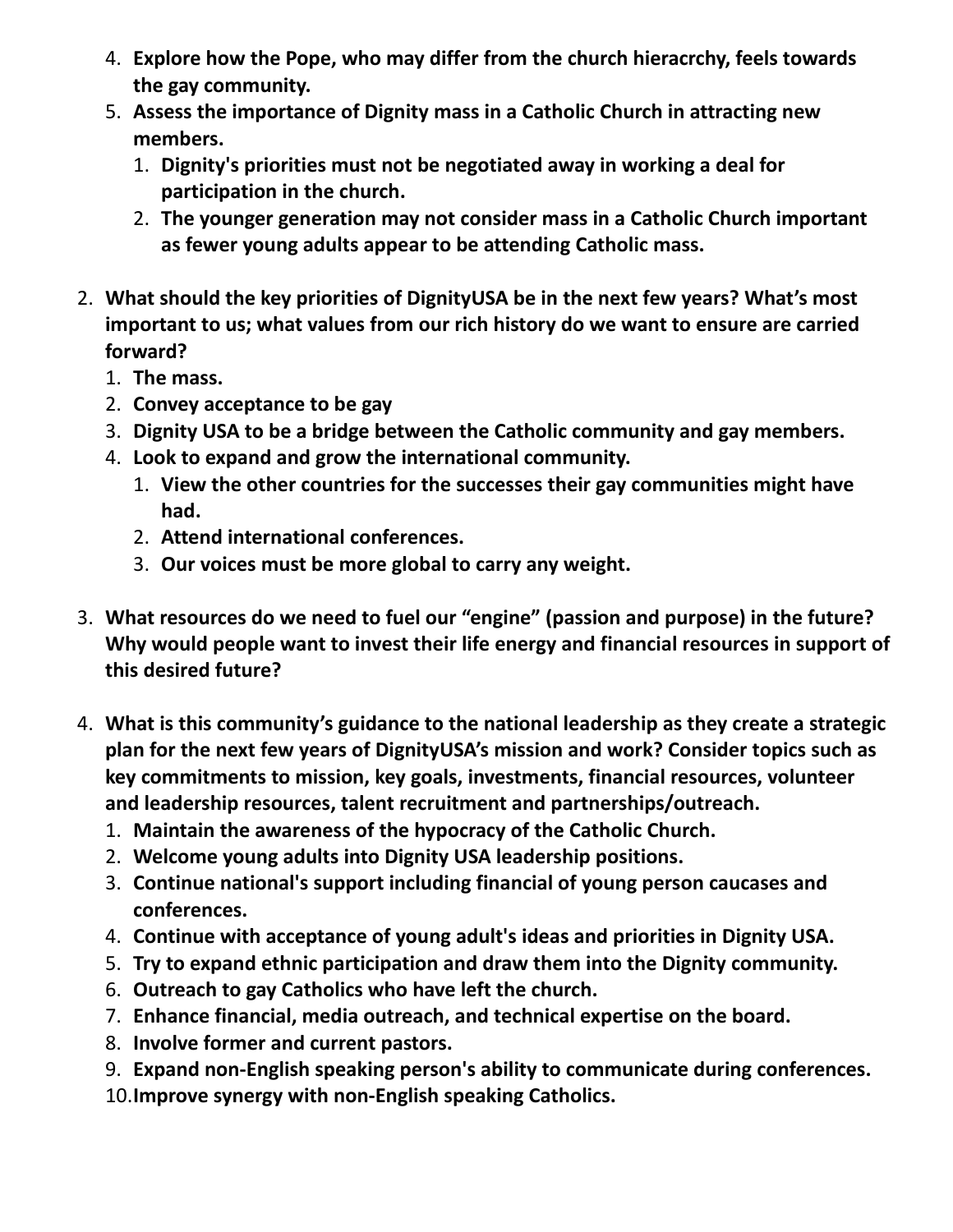4. **Explore how the Pope, who may differ from the church hieracrchy, feels towards the gay community.**
5. **Assess the importance of Dignity mass in a Catholic Church in attracting new members.**
    1. **Dignity's priorities must not be negotiated away in working a deal for participation in the church.**
    2. **The younger generation may not consider mass in a Catholic Church important as fewer young adults appear to be attending Catholic mass.**

2. **What should the key priorities of DignityUSA be in the next few years? What's most important to us; what values from our rich history do we want to ensure are carried forward?**
    1. **The mass.**
    2. **Convey acceptance to be gay**
    3. **Dignity USA to be a bridge between the Catholic community and gay members.**
    4. **Look to expand and grow the international community.**
        1. **View the other countries for the successes their gay communities might have had.**
        2. **Attend international conferences.**
        3. **Our voices must be more global to carry any weight.**

3. **What resources do we need to fuel our "engine" (passion and purpose) in the future? Why would people want to invest their life energy and financial resources in support of this desired future?**

4. **What is this community's guidance to the national leadership as they create a strategic plan for the next few years of DignityUSA's mission and work? Consider topics such as key commitments to mission, key goals, investments, financial resources, volunteer and leadership resources, talent recruitment and partnerships/outreach.**
    1. **Maintain the awareness of the hypocracy of the Catholic Church.**
    2. **Welcome young adults into Dignity USA leadership positions.**
    3. **Continue national's support including financial of young person caucases and conferences.**
    4. **Continue with acceptance of young adult's ideas and priorities in Dignity USA.**
    5. **Try to expand ethnic participation and draw them into the Dignity community.**
    6. **Outreach to gay Catholics who have left the church.**
    7. **Enhance financial, media outreach, and technical expertise on the board.**
    8. **Involve former and current pastors.**
    9. **Expand non-English speaking person's ability to communicate during conferences.**
    10. **Improve synergy with non-English speaking Catholics.**